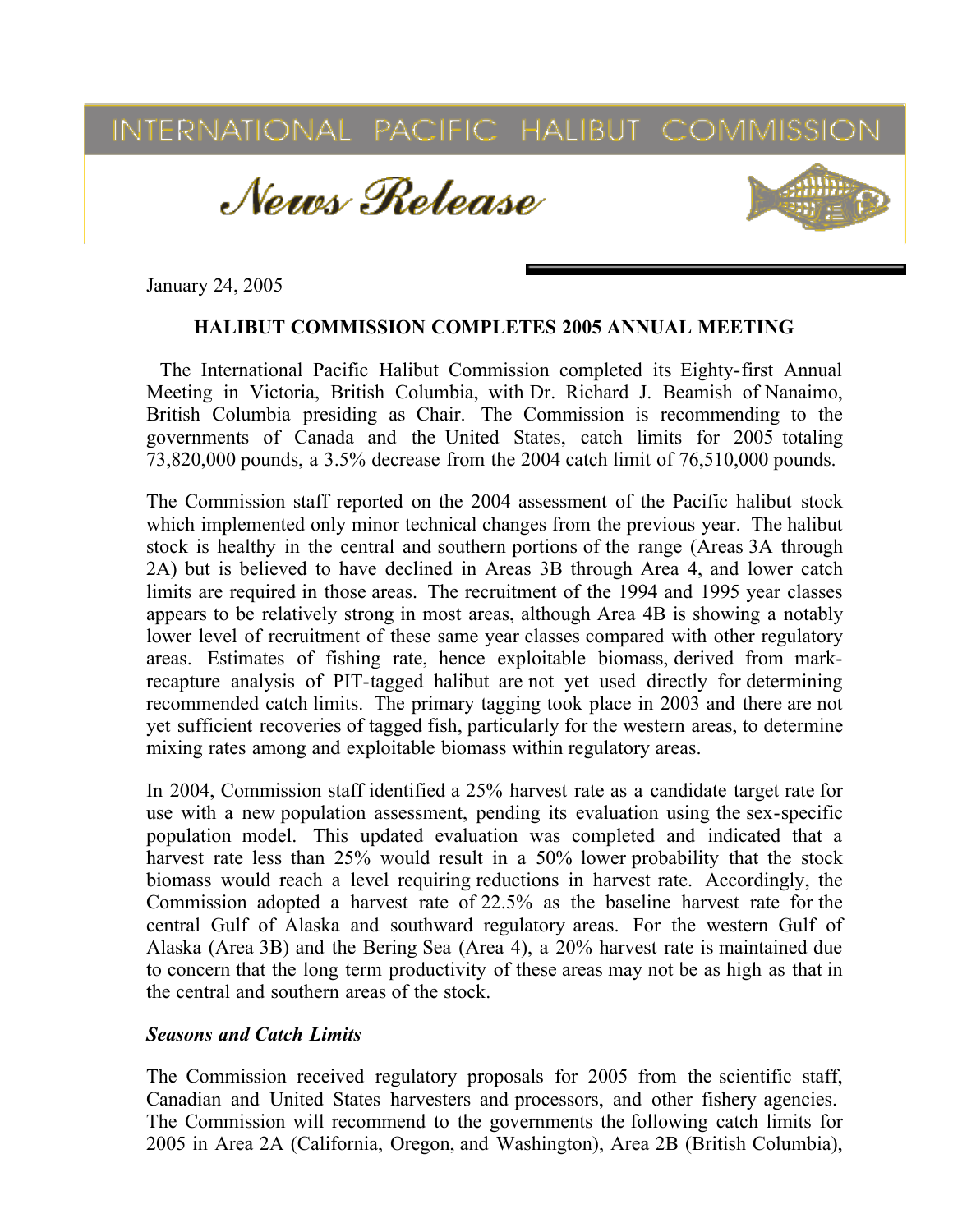# INTERNATIONAL PACIFIC HALIBUT COMMISSION

## *News Release*

January 24, 2005

### HALIBUT COMMISSION COMPLETES 2005 ANNUAL MEETING

The International Pacific Halibut Commission completed its Eighty-first Annual Meeting in Victoria, British Columbia, with Dr. Richard J. Beamish of Nanaimo, British Columbia presiding as Chair. The Commission is recommending to the governments of Canada and the United States, catch limits for 2005 totaling 73,820,000 pounds, a 3.5% decrease from the 2004 catch limit of 76,510,000 pounds.

The Commission staff reported on the 2004 assessment of the Pacific halibut stock which implemented only minor technical changes from the previous year. The halibut stock is healthy in the central and southern portions of the range (Areas 3A through 2A) but is believed to have declined in Areas 3B through Area 4, and lower catch limits are required in those areas. The recruitment of the 1994 and 1995 year classes appears to be relatively strong in most areas, although Area 4B is showing a notably lower level of recruitment of these same year classes compared with other regulatory areas. Estimates of fishing rate, hence exploitable biomass, derived from mark-recapture analysis of PIT-tagged halibut are not yet used directly for determining recommended catch limits. The primary tagging took place in 2003 and there are not yet sufficient recoveries of tagged fish, particularly for the western areas, to determine mixing rates among and exploitable biomass within regulatory areas.

In 2004, Commission staff identified a 25% harvest rate as a candidate target rate for use with a new population assessment, pending its evaluation using the sex-specific population model. This updated evaluation was completed and indicated that a harvest rate less than 25% would result in a 50% lower probability that the stock biomass would reach a level requiring reductions in harvest rate. Accordingly, the Commission adopted a harvest rate of 22.5% as the baseline harvest rate for the central Gulf of Alaska and southward regulatory areas. For the western Gulf of Alaska (Area 3B) and the Bering Sea (Area 4), a 20% harvest rate is maintained due to concern that the long term productivity of these areas may not be as high as that in the central and southern areas of the stock.

***Seasons and Catch Limits***

The Commission received regulatory proposals for 2005 from the scientific staff, Canadian and United States harvesters and processors, and other fishery agencies. The Commission will recommend to the governments the following catch limits for 2005 in Area 2A (California, Oregon, and Washington), Area 2B (British Columbia),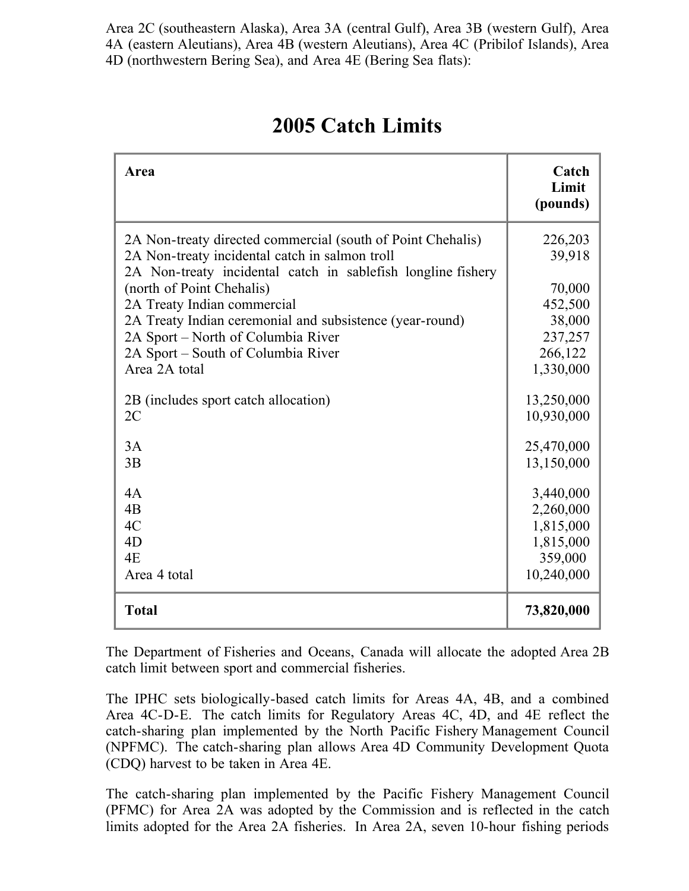Area 2C (southeastern Alaska), Area 3A (central Gulf), Area 3B (western Gulf), Area 4A (eastern Aleutians), Area 4B (western Aleutians), Area 4C (Pribilof Islands), Area 4D (northwestern Bering Sea), and Area 4E (Bering Sea flats):

## 2005 Catch Limits

| Area | Catch Limit (pounds) |
|---|---:|
| 2A Non-treaty directed commercial (south of Point Chehalis) | 226,203 |
| 2A Non-treaty incidental catch in salmon troll | 39,918 |
| 2A Non-treaty incidental catch in sablefish longline fishery (north of Point Chehalis) | 70,000 |
| 2A Treaty Indian commercial | 452,500 |
| 2A Treaty Indian ceremonial and subsistence (year-round) | 38,000 |
| 2A Sport – North of Columbia River | 237,257 |
| 2A Sport – South of Columbia River | 266,122 |
| Area 2A total | 1,330,000 |
| 2B (includes sport catch allocation) | 13,250,000 |
| 2C | 10,930,000 |
| 3A | 25,470,000 |
| 3B | 13,150,000 |
| 4A | 3,440,000 |
| 4B | 2,260,000 |
| 4C | 1,815,000 |
| 4D | 1,815,000 |
| 4E | 359,000 |
| Area 4 total | 10,240,000 |
| **Total** | **73,820,000** |

The Department of Fisheries and Oceans, Canada will allocate the adopted Area 2B catch limit between sport and commercial fisheries.

The IPHC sets biologically-based catch limits for Areas 4A, 4B, and a combined Area 4C-D-E. The catch limits for Regulatory Areas 4C, 4D, and 4E reflect the catch-sharing plan implemented by the North Pacific Fishery Management Council (NPFMC). The catch-sharing plan allows Area 4D Community Development Quota (CDQ) harvest to be taken in Area 4E.

The catch-sharing plan implemented by the Pacific Fishery Management Council (PFMC) for Area 2A was adopted by the Commission and is reflected in the catch limits adopted for the Area 2A fisheries. In Area 2A, seven 10-hour fishing periods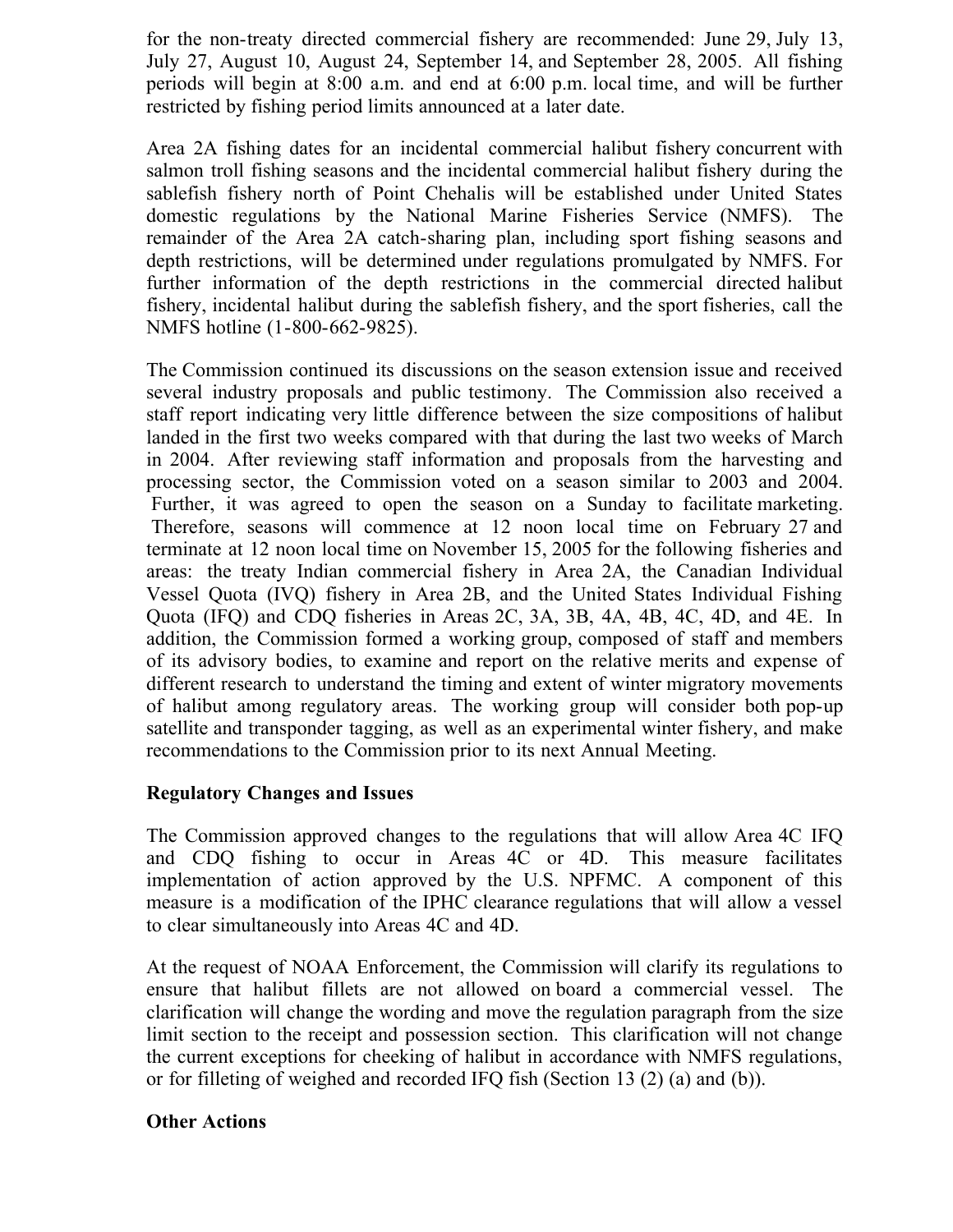for the non-treaty directed commercial fishery are recommended: June 29, July 13, July 27, August 10, August 24, September 14, and September 28, 2005. All fishing periods will begin at 8:00 a.m. and end at 6:00 p.m. local time, and will be further restricted by fishing period limits announced at a later date.

Area 2A fishing dates for an incidental commercial halibut fishery concurrent with salmon troll fishing seasons and the incidental commercial halibut fishery during the sablefish fishery north of Point Chehalis will be established under United States domestic regulations by the National Marine Fisheries Service (NMFS). The remainder of the Area 2A catch-sharing plan, including sport fishing seasons and depth restrictions, will be determined under regulations promulgated by NMFS. For further information of the depth restrictions in the commercial directed halibut fishery, incidental halibut during the sablefish fishery, and the sport fisheries, call the NMFS hotline (1-800-662-9825).

The Commission continued its discussions on the season extension issue and received several industry proposals and public testimony. The Commission also received a staff report indicating very little difference between the size compositions of halibut landed in the first two weeks compared with that during the last two weeks of March in 2004. After reviewing staff information and proposals from the harvesting and processing sector, the Commission voted on a season similar to 2003 and 2004. Further, it was agreed to open the season on a Sunday to facilitate marketing. Therefore, seasons will commence at 12 noon local time on February 27 and terminate at 12 noon local time on November 15, 2005 for the following fisheries and areas: the treaty Indian commercial fishery in Area 2A, the Canadian Individual Vessel Quota (IVQ) fishery in Area 2B, and the United States Individual Fishing Quota (IFQ) and CDQ fisheries in Areas 2C, 3A, 3B, 4A, 4B, 4C, 4D, and 4E. In addition, the Commission formed a working group, composed of staff and members of its advisory bodies, to examine and report on the relative merits and expense of different research to understand the timing and extent of winter migratory movements of halibut among regulatory areas. The working group will consider both pop-up satellite and transponder tagging, as well as an experimental winter fishery, and make recommendations to the Commission prior to its next Annual Meeting.

**Regulatory Changes and Issues**

The Commission approved changes to the regulations that will allow Area 4C IFQ and CDQ fishing to occur in Areas 4C or 4D. This measure facilitates implementation of action approved by the U.S. NPFMC. A component of this measure is a modification of the IPHC clearance regulations that will allow a vessel to clear simultaneously into Areas 4C and 4D.

At the request of NOAA Enforcement, the Commission will clarify its regulations to ensure that halibut fillets are not allowed on board a commercial vessel. The clarification will change the wording and move the regulation paragraph from the size limit section to the receipt and possession section. This clarification will not change the current exceptions for cheeking of halibut in accordance with NMFS regulations, or for filleting of weighed and recorded IFQ fish (Section 13 (2) (a) and (b)).

**Other Actions**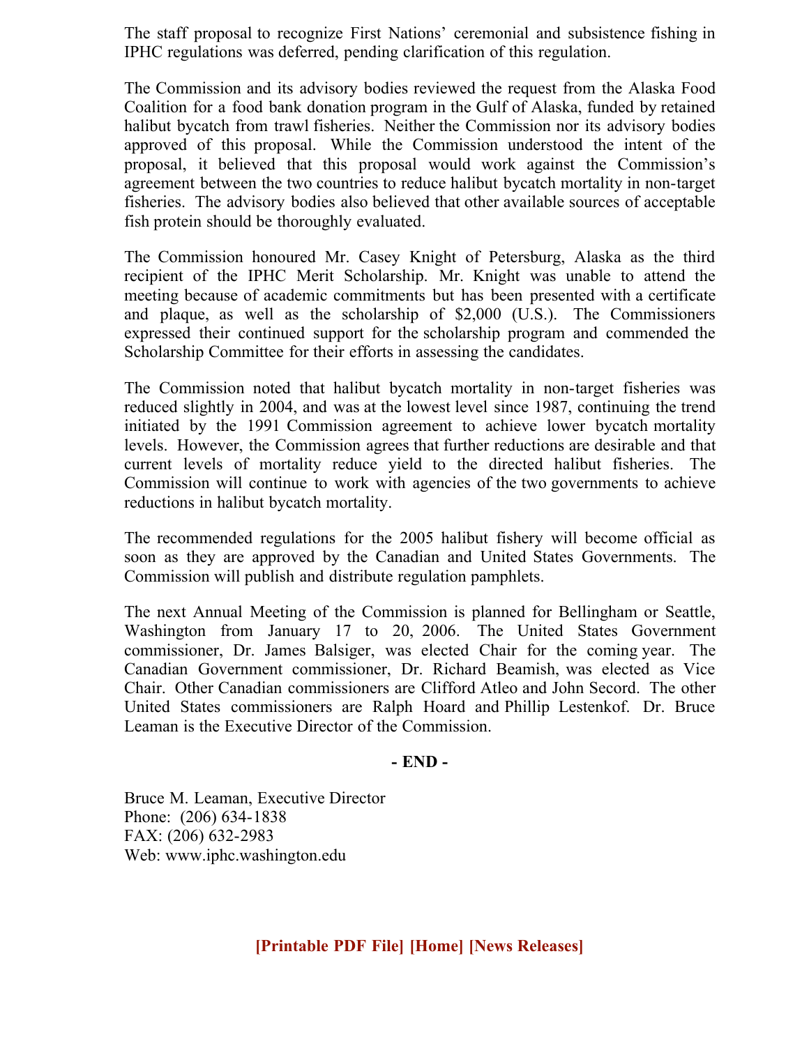The staff proposal to recognize First Nations' ceremonial and subsistence fishing in IPHC regulations was deferred, pending clarification of this regulation.

The Commission and its advisory bodies reviewed the request from the Alaska Food Coalition for a food bank donation program in the Gulf of Alaska, funded by retained halibut bycatch from trawl fisheries. Neither the Commission nor its advisory bodies approved of this proposal. While the Commission understood the intent of the proposal, it believed that this proposal would work against the Commission's agreement between the two countries to reduce halibut bycatch mortality in non-target fisheries. The advisory bodies also believed that other available sources of acceptable fish protein should be thoroughly evaluated.

The Commission honoured Mr. Casey Knight of Petersburg, Alaska as the third recipient of the IPHC Merit Scholarship. Mr. Knight was unable to attend the meeting because of academic commitments but has been presented with a certificate and plaque, as well as the scholarship of $2,000 (U.S.). The Commissioners expressed their continued support for the scholarship program and commended the Scholarship Committee for their efforts in assessing the candidates.

The Commission noted that halibut bycatch mortality in non-target fisheries was reduced slightly in 2004, and was at the lowest level since 1987, continuing the trend initiated by the 1991 Commission agreement to achieve lower bycatch mortality levels. However, the Commission agrees that further reductions are desirable and that current levels of mortality reduce yield to the directed halibut fisheries. The Commission will continue to work with agencies of the two governments to achieve reductions in halibut bycatch mortality.

The recommended regulations for the 2005 halibut fishery will become official as soon as they are approved by the Canadian and United States Governments. The Commission will publish and distribute regulation pamphlets.

The next Annual Meeting of the Commission is planned for Bellingham or Seattle, Washington from January 17 to 20, 2006. The United States Government commissioner, Dr. James Balsiger, was elected Chair for the coming year. The Canadian Government commissioner, Dr. Richard Beamish, was elected as Vice Chair. Other Canadian commissioners are Clifford Atleo and John Secord. The other United States commissioners are Ralph Hoard and Phillip Lestenkof. Dr. Bruce Leaman is the Executive Director of the Commission.

**- END -**

Bruce M. Leaman, Executive Director
Phone: (206) 634-1838
FAX: (206) 632-2983
Web: www.iphc.washington.edu

**[Printable PDF File] [Home] [News Releases]**